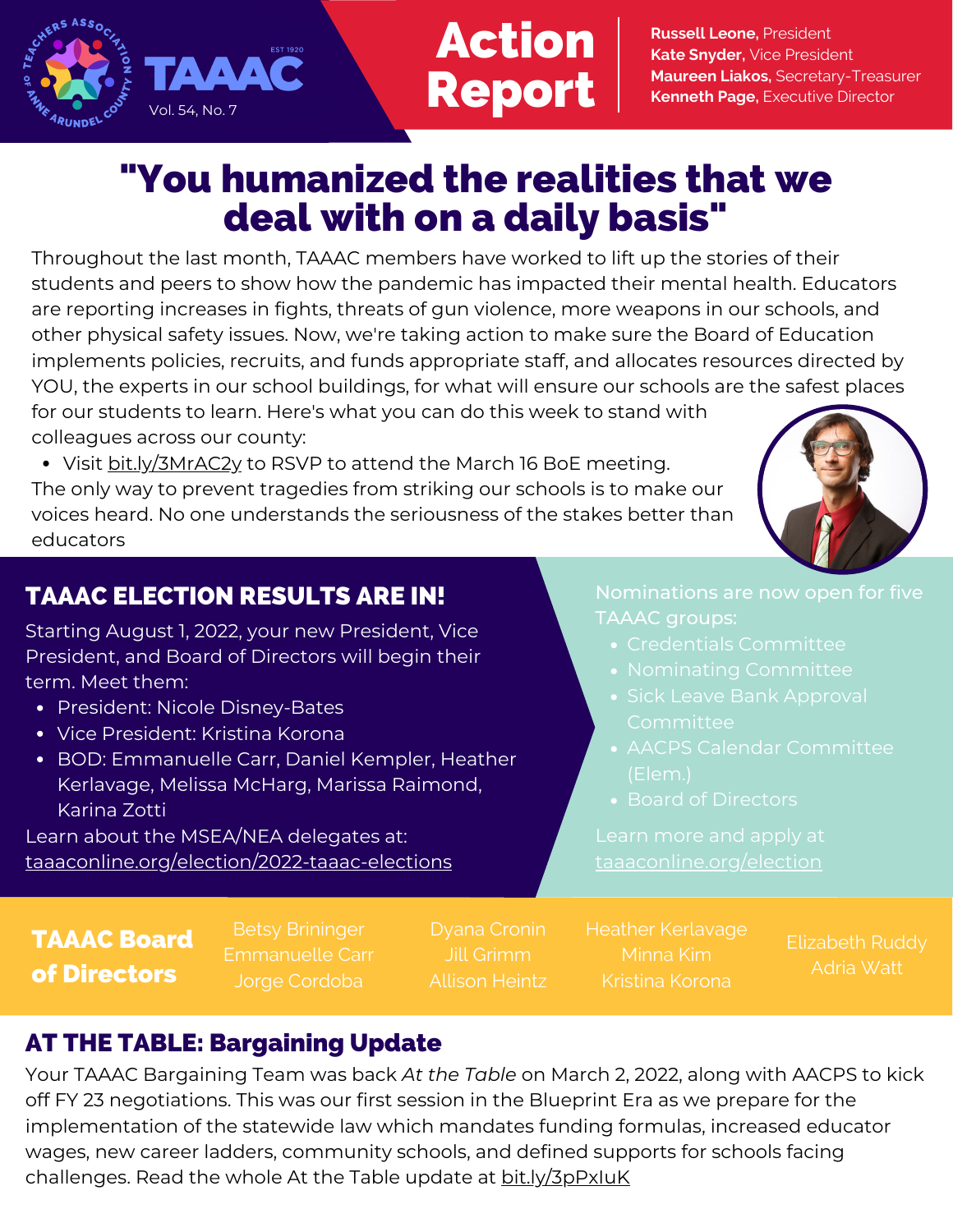# TAAAC Action Report

Teachers Association of Anne Arundel County, EST 1920

Vol. 54, No. 7

**Russell Leone**, President
**Kate Snyder**, Vice President
**Maureen Liakos**, Secretary-Treasurer
**Kenneth Page**, Executive Director

## "You humanized the realities that we deal with on a daily basis"

Throughout the last month, TAAAC members have worked to lift up the stories of their students and peers to show how the pandemic has impacted their mental health. Educators are reporting increases in fights, threats of gun violence, more weapons in our schools, and other physical safety issues. Now, we're taking action to make sure the Board of Education implements policies, recruits, and funds appropriate staff, and allocates resources directed by YOU, the experts in our school buildings, for what will ensure our schools are the safest places for our students to learn. Here's what you can do this week to stand with colleagues across our county:

- Visit bit.ly/3MrAC2y to RSVP to attend the March 16 BoE meeting.

The only way to prevent tragedies from striking our schools is to make our voices heard. No one understands the seriousness of the stakes better than educators

## TAAAC ELECTION RESULTS ARE IN!

Starting August 1, 2022, your new President, Vice President, and Board of Directors will begin their term. Meet them:

- President: Nicole Disney-Bates
- Vice President: Kristina Korona
- BOD: Emmanuelle Carr, Daniel Kempler, Heather Kerlavage, Melissa McHarg, Marissa Raimond, Karina Zotti

Learn about the MSEA/NEA delegates at: taaaconline.org/election/2022-taaac-elections

Nominations are now open for five TAAAC groups:

- Credentials Committee
- Nominating Committee
- Sick Leave Bank Approval Committee
- AACPS Calendar Committee (Elem.)
- Board of Directors

Learn more and apply at taaaconline.org/election

## TAAAC Board of Directors

Betsy Brininger, Emmanuelle Carr, Jorge Cordoba, Dyana Cronin, Jill Grimm, Allison Heintz, Heather Kerlavage, Minna Kim, Kristina Korona, Elizabeth Ruddy, Adria Watt

## AT THE TABLE: Bargaining Update

Your TAAAC Bargaining Team was back *At the Table* on March 2, 2022, along with AACPS to kick off FY 23 negotiations. This was our first session in the Blueprint Era as we prepare for the implementation of the statewide law which mandates funding formulas, increased educator wages, new career ladders, community schools, and defined supports for schools facing challenges. Read the whole At the Table update at bit.ly/3pPxIuK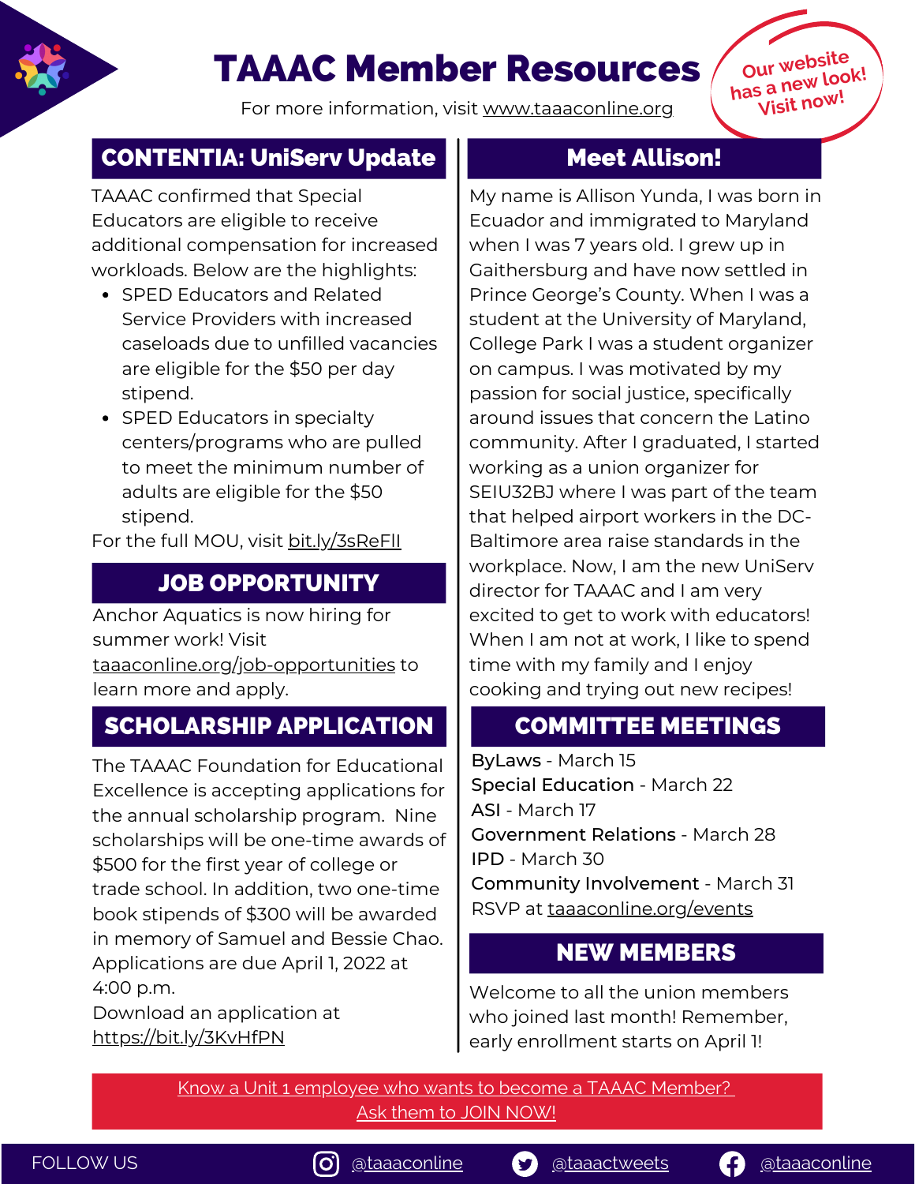# TAAAC Member Resources

For more information, visit www.taaaconline.org

Our website has a new look! Visit now!

## CONTENTIA: UniServ Update

TAAAC confirmed that Special Educators are eligible to receive additional compensation for increased workloads. Below are the highlights:

- SPED Educators and Related Service Providers with increased caseloads due to unfilled vacancies are eligible for the $50 per day stipend.
- SPED Educators in specialty centers/programs who are pulled to meet the minimum number of adults are eligible for the $50 stipend.

For the full MOU, visit bit.ly/3sReFlI

## JOB OPPORTUNITY

Anchor Aquatics is now hiring for summer work! Visit taaaconline.org/job-opportunities to learn more and apply.

## SCHOLARSHIP APPLICATION

The TAAAC Foundation for Educational Excellence is accepting applications for the annual scholarship program. Nine scholarships will be one-time awards of $500 for the first year of college or trade school. In addition, two one-time book stipends of $300 will be awarded in memory of Samuel and Bessie Chao. Applications are due April 1, 2022 at 4:00 p.m.

Download an application at https://bit.ly/3KvHfPN

## Meet Allison!

My name is Allison Yunda, I was born in Ecuador and immigrated to Maryland when I was 7 years old. I grew up in Gaithersburg and have now settled in Prince George's County. When I was a student at the University of Maryland, College Park I was a student organizer on campus. I was motivated by my passion for social justice, specifically around issues that concern the Latino community. After I graduated, I started working as a union organizer for SEIU32BJ where I was part of the team that helped airport workers in the DC-Baltimore area raise standards in the workplace. Now, I am the new UniServ director for TAAAC and I am very excited to get to work with educators! When I am not at work, I like to spend time with my family and I enjoy cooking and trying out new recipes!

## COMMITTEE MEETINGS

**ByLaws** - March 15
**Special Education** - March 22
**ASI** - March 17
**Government Relations** - March 28
**IPD** - March 30
**Community Involvement** - March 31
RSVP at taaaconline.org/events

## NEW MEMBERS

Welcome to all the union members who joined last month! Remember, early enrollment starts on April 1!

Know a Unit 1 employee who wants to become a TAAAC Member?
Ask them to JOIN NOW!

FOLLOW US @taaaconline @taaactweets @taaaconline